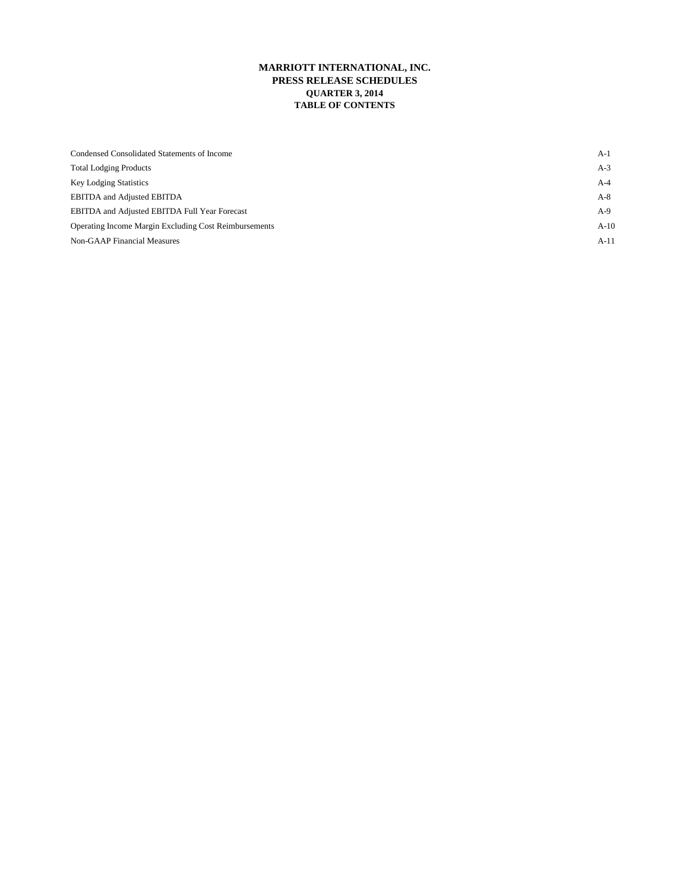# MARRIOTT INTERNATIONAL, INC.
## PRESS RELEASE SCHEDULES
### QUARTER 3, 2014
### TABLE OF CONTENTS

| | |
|---|---|
| Condensed Consolidated Statements of Income | A-1 |
| Total Lodging Products | A-3 |
| Key Lodging Statistics | A-4 |
| EBITDA and Adjusted EBITDA | A-8 |
| EBITDA and Adjusted EBITDA Full Year Forecast | A-9 |
| Operating Income Margin Excluding Cost Reimbursements | A-10 |
| Non-GAAP Financial Measures | A-11 |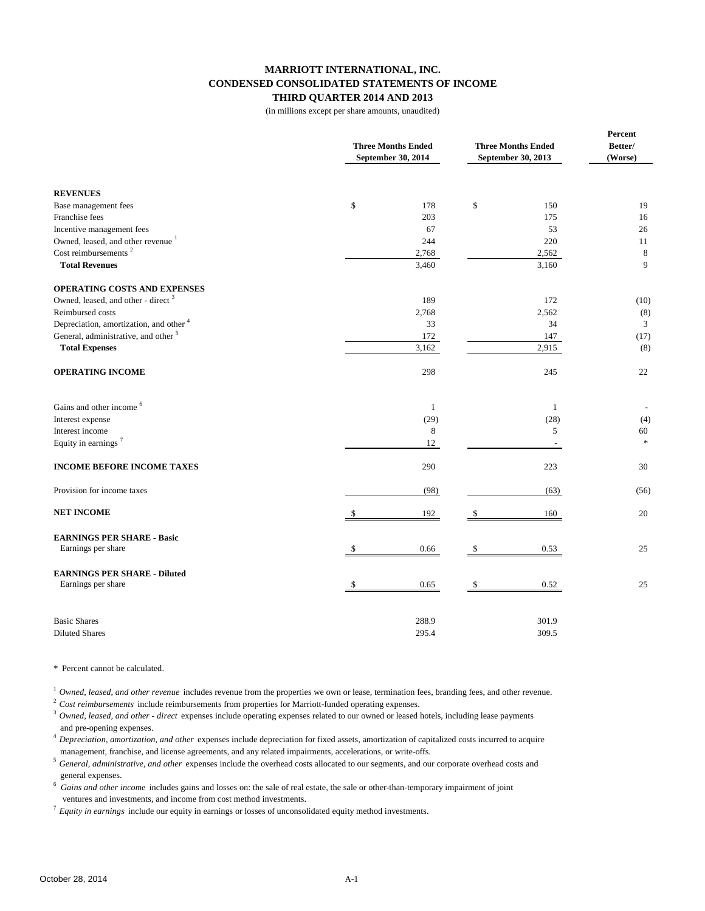# MARRIOTT INTERNATIONAL, INC.
## CONDENSED CONSOLIDATED STATEMENTS OF INCOME
### THIRD QUARTER 2014 AND 2013

(in millions except per share amounts, unaudited)

| | Three Months Ended September 30, 2014 | Three Months Ended September 30, 2013 | Percent Better/ (Worse) |
|---|---|---|---|
| **REVENUES** | | | |
| Base management fees | $ 178 | $ 150 | 19 |
| Franchise fees | 203 | 175 | 16 |
| Incentive management fees | 67 | 53 | 26 |
| Owned, leased, and other revenue [1] | 244 | 220 | 11 |
| Cost reimbursements [2] | 2,768 | 2,562 | 8 |
| **Total Revenues** | 3,460 | 3,160 | 9 |
| **OPERATING COSTS AND EXPENSES** | | | |
| Owned, leased, and other - direct [3] | 189 | 172 | (10) |
| Reimbursed costs | 2,768 | 2,562 | (8) |
| Depreciation, amortization, and other [4] | 33 | 34 | 3 |
| General, administrative, and other [5] | 172 | 147 | (17) |
| **Total Expenses** | 3,162 | 2,915 | (8) |
| **OPERATING INCOME** | 298 | 245 | 22 |
| Gains and other income [6] | 1 | 1 | - |
| Interest expense | (29) | (28) | (4) |
| Interest income | 8 | 5 | 60 |
| Equity in earnings [7] | 12 | - | * |
| **INCOME BEFORE INCOME TAXES** | 290 | 223 | 30 |
| Provision for income taxes | (98) | (63) | (56) |
| **NET INCOME** | $ 192 | $ 160 | 20 |
| **EARNINGS PER SHARE - Basic** | | | |
| Earnings per share | $ 0.66 | $ 0.53 | 25 |
| **EARNINGS PER SHARE - Diluted** | | | |
| Earnings per share | $ 0.65 | $ 0.52 | 25 |
| Basic Shares | 288.9 | 301.9 | |
| Diluted Shares | 295.4 | 309.5 | |

\* Percent cannot be calculated.

[1] *Owned, leased, and other revenue* includes revenue from the properties we own or lease, termination fees, branding fees, and other revenue.

[2] *Cost reimbursements* include reimbursements from properties for Marriott-funded operating expenses.

[3] *Owned, leased, and other - direct* expenses include operating expenses related to our owned or leased hotels, including lease payments and pre-opening expenses.

[4] *Depreciation, amortization, and other* expenses include depreciation for fixed assets, amortization of capitalized costs incurred to acquire management, franchise, and license agreements, and any related impairments, accelerations, or write-offs.

[5] *General, administrative, and other* expenses include the overhead costs allocated to our segments, and our corporate overhead costs and general expenses.

[6] *Gains and other income* includes gains and losses on: the sale of real estate, the sale or other-than-temporary impairment of joint ventures and investments, and income from cost method investments.

[7] *Equity in earnings* include our equity in earnings or losses of unconsolidated equity method investments.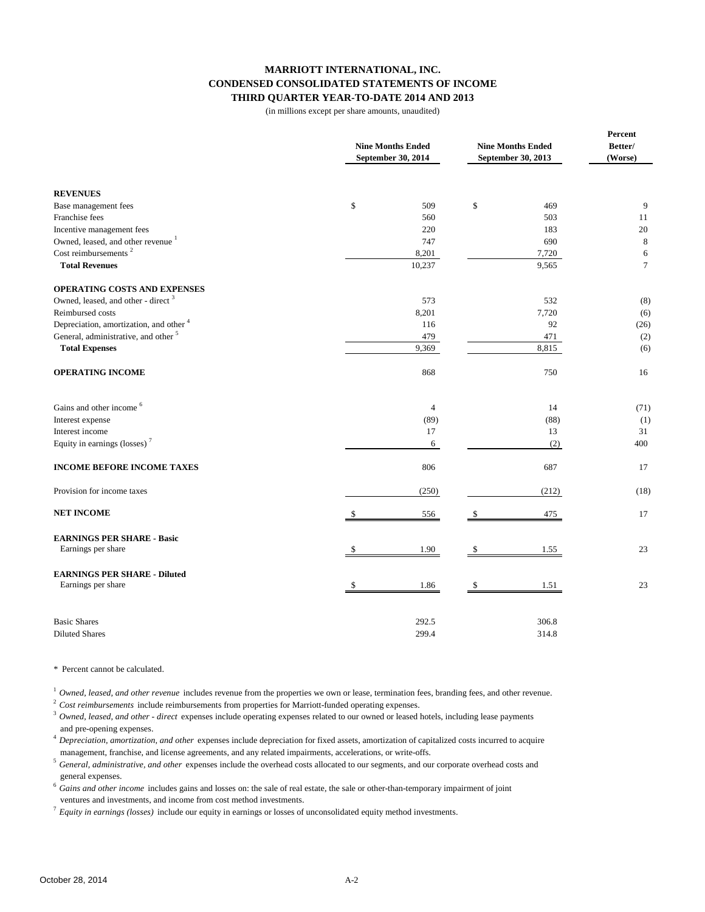# MARRIOTT INTERNATIONAL, INC.
## CONDENSED CONSOLIDATED STATEMENTS OF INCOME
### THIRD QUARTER YEAR-TO-DATE 2014 AND 2013

(in millions except per share amounts, unaudited)

| | Nine Months Ended September 30, 2014 | Nine Months Ended September 30, 2013 | Percent Better/ (Worse) |
|---|---|---|---|
| **REVENUES** | | | |
| Base management fees | $ 509 | $ 469 | 9 |
| Franchise fees | 560 | 503 | 11 |
| Incentive management fees | 220 | 183 | 20 |
| Owned, leased, and other revenue [1] | 747 | 690 | 8 |
| Cost reimbursements [2] | 8,201 | 7,720 | 6 |
| **Total Revenues** | 10,237 | 9,565 | 7 |
| **OPERATING COSTS AND EXPENSES** | | | |
| Owned, leased, and other - direct [3] | 573 | 532 | (8) |
| Reimbursed costs | 8,201 | 7,720 | (6) |
| Depreciation, amortization, and other [4] | 116 | 92 | (26) |
| General, administrative, and other [5] | 479 | 471 | (2) |
| **Total Expenses** | 9,369 | 8,815 | (6) |
| **OPERATING INCOME** | 868 | 750 | 16 |
| Gains and other income [6] | 4 | 14 | (71) |
| Interest expense | (89) | (88) | (1) |
| Interest income | 17 | 13 | 31 |
| Equity in earnings (losses) [7] | 6 | (2) | 400 |
| **INCOME BEFORE INCOME TAXES** | 806 | 687 | 17 |
| Provision for income taxes | (250) | (212) | (18) |
| **NET INCOME** | $ 556 | $ 475 | 17 |
| **EARNINGS PER SHARE - Basic** | | | |
| Earnings per share | $ 1.90 | $ 1.55 | 23 |
| **EARNINGS PER SHARE - Diluted** | | | |
| Earnings per share | $ 1.86 | $ 1.51 | 23 |
| Basic Shares | 292.5 | 306.8 | |
| Diluted Shares | 299.4 | 314.8 | |

\* Percent cannot be calculated.

[1] *Owned, leased, and other revenue* includes revenue from the properties we own or lease, termination fees, branding fees, and other revenue.

[2] *Cost reimbursements* include reimbursements from properties for Marriott-funded operating expenses.

[3] *Owned, leased, and other - direct* expenses include operating expenses related to our owned or leased hotels, including lease payments and pre-opening expenses.

[4] *Depreciation, amortization, and other* expenses include depreciation for fixed assets, amortization of capitalized costs incurred to acquire management, franchise, and license agreements, and any related impairments, accelerations, or write-offs.

[5] *General, administrative, and other* expenses include the overhead costs allocated to our segments, and our corporate overhead costs and general expenses.

[6] *Gains and other income* includes gains and losses on: the sale of real estate, the sale or other-than-temporary impairment of joint ventures and investments, and income from cost method investments.

[7] *Equity in earnings (losses)* include our equity in earnings or losses of unconsolidated equity method investments.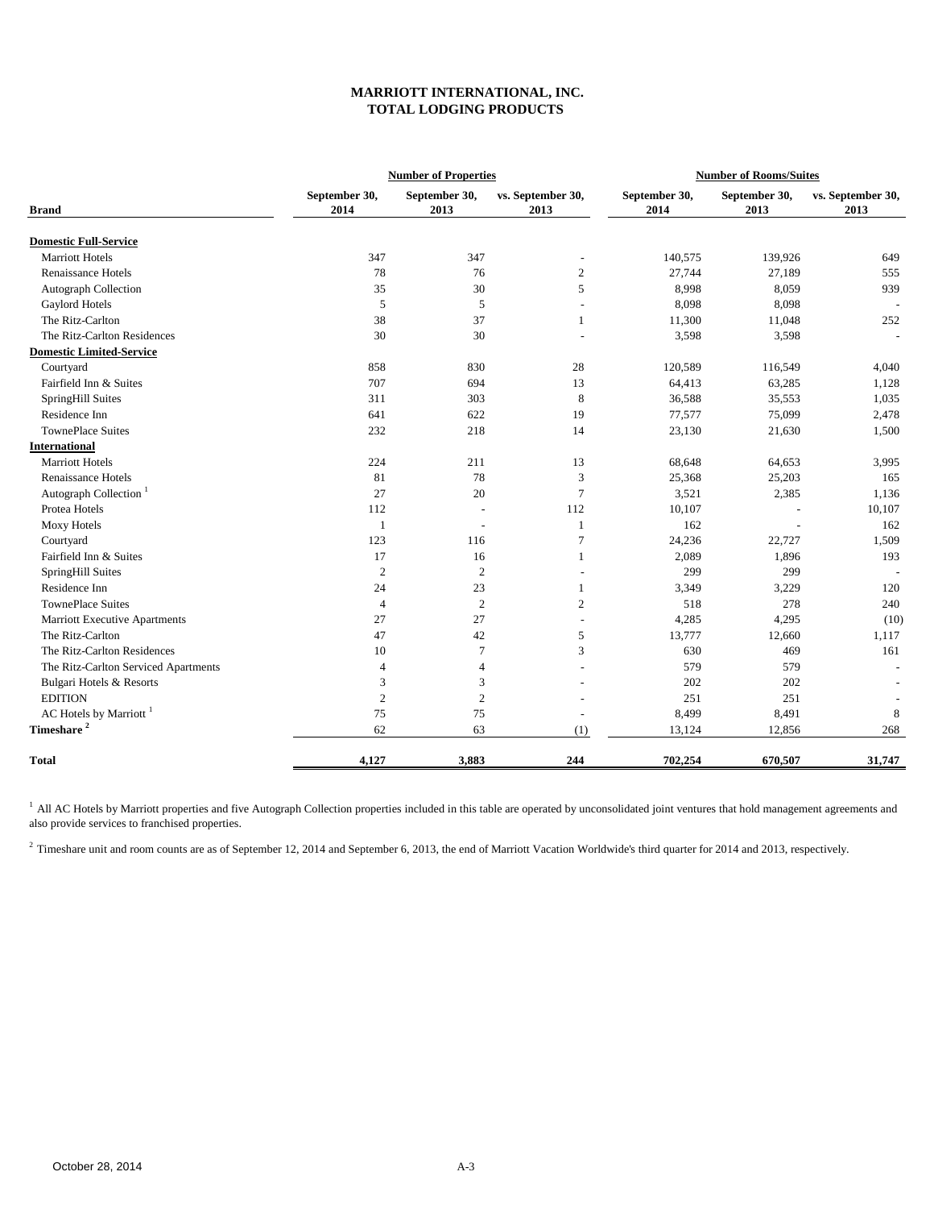# MARRIOTT INTERNATIONAL, INC.
## TOTAL LODGING PRODUCTS

| Brand | Number of Properties | | | Number of Rooms/Suites | | |
|---|---|---|---|---|---|---|
| | September 30, 2014 | September 30, 2013 | vs. September 30, 2013 | September 30, 2014 | September 30, 2013 | vs. September 30, 2013 |
| **Domestic Full-Service** | | | | | | |
| Marriott Hotels | 347 | 347 | - | 140,575 | 139,926 | 649 |
| Renaissance Hotels | 78 | 76 | 2 | 27,744 | 27,189 | 555 |
| Autograph Collection | 35 | 30 | 5 | 8,998 | 8,059 | 939 |
| Gaylord Hotels | 5 | 5 | - | 8,098 | 8,098 | - |
| The Ritz-Carlton | 38 | 37 | 1 | 11,300 | 11,048 | 252 |
| The Ritz-Carlton Residences | 30 | 30 | - | 3,598 | 3,598 | - |
| **Domestic Limited-Service** | | | | | | |
| Courtyard | 858 | 830 | 28 | 120,589 | 116,549 | 4,040 |
| Fairfield Inn & Suites | 707 | 694 | 13 | 64,413 | 63,285 | 1,128 |
| SpringHill Suites | 311 | 303 | 8 | 36,588 | 35,553 | 1,035 |
| Residence Inn | 641 | 622 | 19 | 77,577 | 75,099 | 2,478 |
| TownePlace Suites | 232 | 218 | 14 | 23,130 | 21,630 | 1,500 |
| **International** | | | | | | |
| Marriott Hotels | 224 | 211 | 13 | 68,648 | 64,653 | 3,995 |
| Renaissance Hotels | 81 | 78 | 3 | 25,368 | 25,203 | 165 |
| Autograph Collection [1] | 27 | 20 | 7 | 3,521 | 2,385 | 1,136 |
| Protea Hotels | 112 | - | 112 | 10,107 | - | 10,107 |
| Moxy Hotels | 1 | - | 1 | 162 | - | 162 |
| Courtyard | 123 | 116 | 7 | 24,236 | 22,727 | 1,509 |
| Fairfield Inn & Suites | 17 | 16 | 1 | 2,089 | 1,896 | 193 |
| SpringHill Suites | 2 | 2 | - | 299 | 299 | - |
| Residence Inn | 24 | 23 | 1 | 3,349 | 3,229 | 120 |
| TownePlace Suites | 4 | 2 | 2 | 518 | 278 | 240 |
| Marriott Executive Apartments | 27 | 27 | - | 4,285 | 4,295 | (10) |
| The Ritz-Carlton | 47 | 42 | 5 | 13,777 | 12,660 | 1,117 |
| The Ritz-Carlton Residences | 10 | 7 | 3 | 630 | 469 | 161 |
| The Ritz-Carlton Serviced Apartments | 4 | 4 | - | 579 | 579 | - |
| Bulgari Hotels & Resorts | 3 | 3 | - | 202 | 202 | - |
| EDITION | 2 | 2 | - | 251 | 251 | - |
| AC Hotels by Marriott [1] | 75 | 75 | - | 8,499 | 8,491 | 8 |
| **Timeshare [2]** | 62 | 63 | (1) | 13,124 | 12,856 | 268 |
| **Total** | **4,127** | **3,883** | **244** | **702,254** | **670,507** | **31,747** |

[1] All AC Hotels by Marriott properties and five Autograph Collection properties included in this table are operated by unconsolidated joint ventures that hold management agreements and also provide services to franchised properties.

[2] Timeshare unit and room counts are as of September 12, 2014 and September 6, 2013, the end of Marriott Vacation Worldwide's third quarter for 2014 and 2013, respectively.

October 28, 2014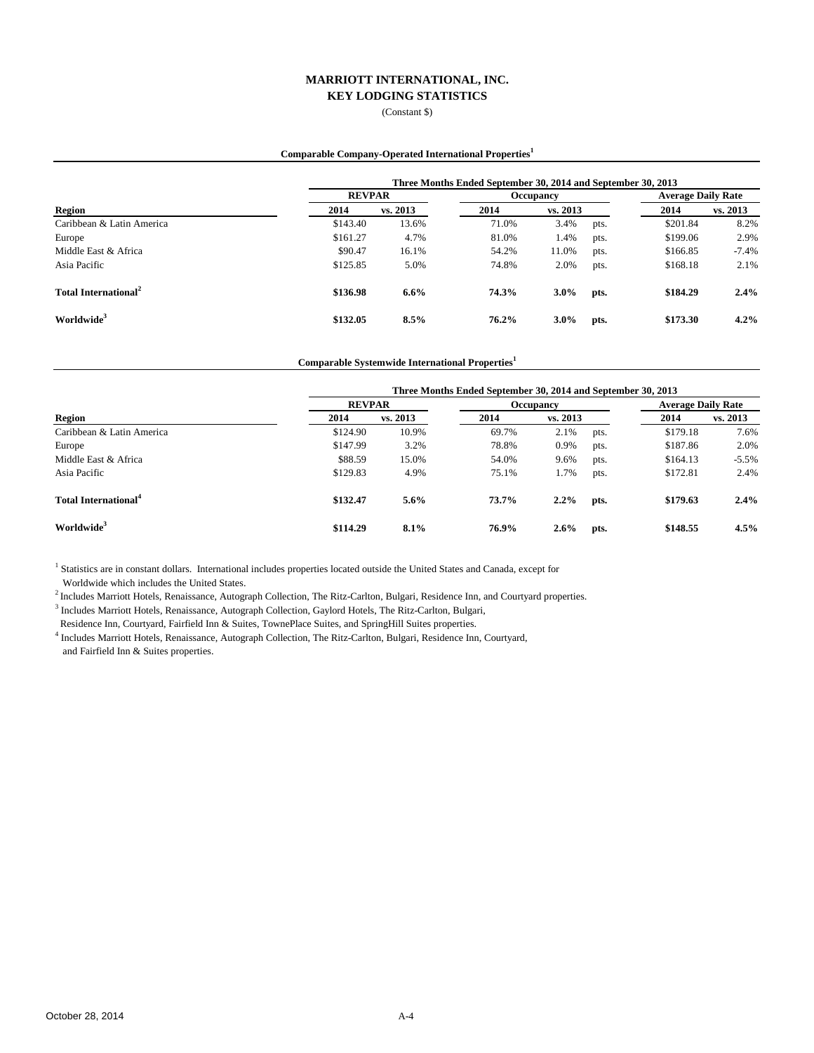# MARRIOTT INTERNATIONAL, INC.
## KEY LODGING STATISTICS
(Constant $)

### Comparable Company-Operated International Properties[1]

| | Three Months Ended September 30, 2014 and September 30, 2013 | | | | | | |
|---|---|---|---|---|---|---|---|
| | REVPAR | | Occupancy | | | Average Daily Rate | |
| **Region** | **2014** | **vs. 2013** | **2014** | **vs. 2013** | | **2014** | **vs. 2013** |
| Caribbean & Latin America | $143.40 | 13.6% | 71.0% | 3.4% | pts. | $201.84 | 8.2% |
| Europe | $161.27 | 4.7% | 81.0% | 1.4% | pts. | $199.06 | 2.9% |
| Middle East & Africa | $90.47 | 16.1% | 54.2% | 11.0% | pts. | $166.85 | -7.4% |
| Asia Pacific | $125.85 | 5.0% | 74.8% | 2.0% | pts. | $168.18 | 2.1% |
| **Total International[2]** | **$136.98** | **6.6%** | **74.3%** | **3.0%** | **pts.** | **$184.29** | **2.4%** |
| **Worldwide[3]** | **$132.05** | **8.5%** | **76.2%** | **3.0%** | **pts.** | **$173.30** | **4.2%** |

### Comparable Systemwide International Properties[1]

| | Three Months Ended September 30, 2014 and September 30, 2013 | | | | | | |
|---|---|---|---|---|---|---|---|
| | REVPAR | | Occupancy | | | Average Daily Rate | |
| **Region** | **2014** | **vs. 2013** | **2014** | **vs. 2013** | | **2014** | **vs. 2013** |
| Caribbean & Latin America | $124.90 | 10.9% | 69.7% | 2.1% | pts. | $179.18 | 7.6% |
| Europe | $147.99 | 3.2% | 78.8% | 0.9% | pts. | $187.86 | 2.0% |
| Middle East & Africa | $88.59 | 15.0% | 54.0% | 9.6% | pts. | $164.13 | -5.5% |
| Asia Pacific | $129.83 | 4.9% | 75.1% | 1.7% | pts. | $172.81 | 2.4% |
| **Total International[4]** | **$132.47** | **5.6%** | **73.7%** | **2.2%** | **pts.** | **$179.63** | **2.4%** |
| **Worldwide[3]** | **$114.29** | **8.1%** | **76.9%** | **2.6%** | **pts.** | **$148.55** | **4.5%** |

[1] Statistics are in constant dollars. International includes properties located outside the United States and Canada, except for Worldwide which includes the United States.

[2] Includes Marriott Hotels, Renaissance, Autograph Collection, The Ritz-Carlton, Bulgari, Residence Inn, and Courtyard properties.

[3] Includes Marriott Hotels, Renaissance, Autograph Collection, Gaylord Hotels, The Ritz-Carlton, Bulgari, Residence Inn, Courtyard, Fairfield Inn & Suites, TownePlace Suites, and SpringHill Suites properties.

[4] Includes Marriott Hotels, Renaissance, Autograph Collection, The Ritz-Carlton, Bulgari, Residence Inn, Courtyard, and Fairfield Inn & Suites properties.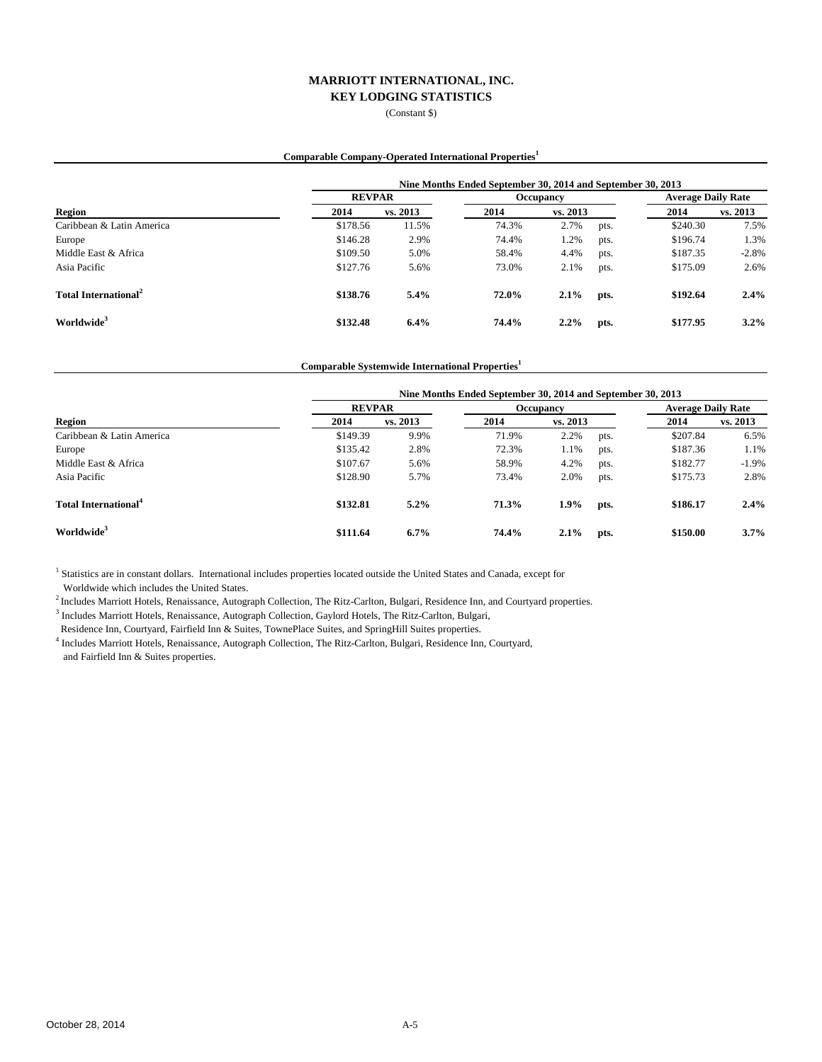# MARRIOTT INTERNATIONAL, INC.
## KEY LODGING STATISTICS

(Constant $)

### Comparable Company-Operated International Properties[1]

| | Nine Months Ended September 30, 2014 and September 30, 2013 | | | | | | |
|---|---|---|---|---|---|---|---|
| | REVPAR | | Occupancy | | | Average Daily Rate | |
| **Region** | **2014** | **vs. 2013** | **2014** | **vs. 2013** | | **2014** | **vs. 2013** |
| Caribbean & Latin America | $178.56 | 11.5% | 74.3% | 2.7% | pts. | $240.30 | 7.5% |
| Europe | $146.28 | 2.9% | 74.4% | 1.2% | pts. | $196.74 | 1.3% |
| Middle East & Africa | $109.50 | 5.0% | 58.4% | 4.4% | pts. | $187.35 | -2.8% |
| Asia Pacific | $127.76 | 5.6% | 73.0% | 2.1% | pts. | $175.09 | 2.6% |
| **Total International[2]** | **$138.76** | **5.4%** | **72.0%** | **2.1%** | **pts.** | **$192.64** | **2.4%** |
| **Worldwide[3]** | **$132.48** | **6.4%** | **74.4%** | **2.2%** | **pts.** | **$177.95** | **3.2%** |

### Comparable Systemwide International Properties[1]

| | Nine Months Ended September 30, 2014 and September 30, 2013 | | | | | | |
|---|---|---|---|---|---|---|---|
| | REVPAR | | Occupancy | | | Average Daily Rate | |
| **Region** | **2014** | **vs. 2013** | **2014** | **vs. 2013** | | **2014** | **vs. 2013** |
| Caribbean & Latin America | $149.39 | 9.9% | 71.9% | 2.2% | pts. | $207.84 | 6.5% |
| Europe | $135.42 | 2.8% | 72.3% | 1.1% | pts. | $187.36 | 1.1% |
| Middle East & Africa | $107.67 | 5.6% | 58.9% | 4.2% | pts. | $182.77 | -1.9% |
| Asia Pacific | $128.90 | 5.7% | 73.4% | 2.0% | pts. | $175.73 | 2.8% |
| **Total International[4]** | **$132.81** | **5.2%** | **71.3%** | **1.9%** | **pts.** | **$186.17** | **2.4%** |
| **Worldwide[3]** | **$111.64** | **6.7%** | **74.4%** | **2.1%** | **pts.** | **$150.00** | **3.7%** |

[1] Statistics are in constant dollars. International includes properties located outside the United States and Canada, except for Worldwide which includes the United States.

[2] Includes Marriott Hotels, Renaissance, Autograph Collection, The Ritz-Carlton, Bulgari, Residence Inn, and Courtyard properties.

[3] Includes Marriott Hotels, Renaissance, Autograph Collection, Gaylord Hotels, The Ritz-Carlton, Bulgari, Residence Inn, Courtyard, Fairfield Inn & Suites, TownePlace Suites, and SpringHill Suites properties.

[4] Includes Marriott Hotels, Renaissance, Autograph Collection, The Ritz-Carlton, Bulgari, Residence Inn, Courtyard, and Fairfield Inn & Suites properties.

October 28, 2014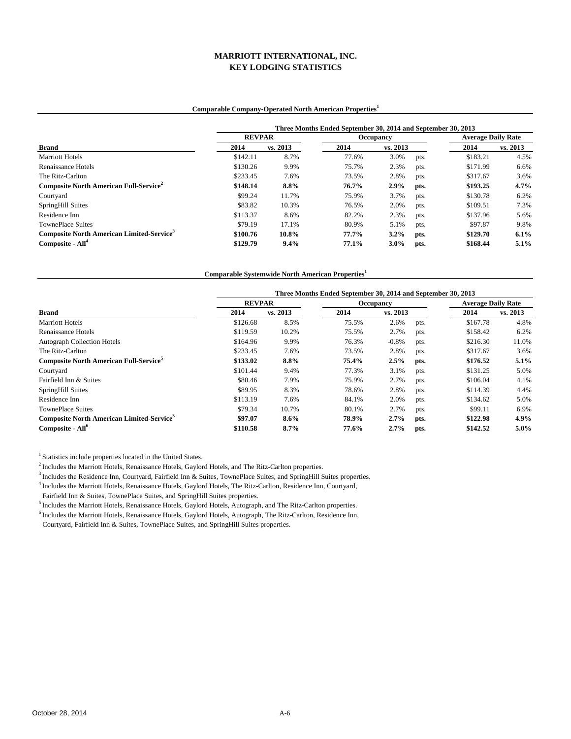# MARRIOTT INTERNATIONAL, INC.
# KEY LODGING STATISTICS

**Comparable Company-Operated North American Properties[1]**

| | Three Months Ended September 30, 2014 and September 30, 2013 | | | | | | |
|---|---|---|---|---|---|---|---|
| | REVPAR | | Occupancy | | | Average Daily Rate | |
| **Brand** | **2014** | **vs. 2013** | **2014** | **vs. 2013** | | **2014** | **vs. 2013** |
| Marriott Hotels | $142.11 | 8.7% | 77.6% | 3.0% | pts. | $183.21 | 4.5% |
| Renaissance Hotels | $130.26 | 9.9% | 75.7% | 2.3% | pts. | $171.99 | 6.6% |
| The Ritz-Carlton | $233.45 | 7.6% | 73.5% | 2.8% | pts. | $317.67 | 3.6% |
| **Composite North American Full-Service[2]** | **$148.14** | **8.8%** | **76.7%** | **2.9%** | **pts.** | **$193.25** | **4.7%** |
| Courtyard | $99.24 | 11.7% | 75.9% | 3.7% | pts. | $130.78 | 6.2% |
| SpringHill Suites | $83.82 | 10.3% | 76.5% | 2.0% | pts. | $109.51 | 7.3% |
| Residence Inn | $113.37 | 8.6% | 82.2% | 2.3% | pts. | $137.96 | 5.6% |
| TownePlace Suites | $79.19 | 17.1% | 80.9% | 5.1% | pts. | $97.87 | 9.8% |
| **Composite North American Limited-Service[3]** | **$100.76** | **10.8%** | **77.7%** | **3.2%** | **pts.** | **$129.70** | **6.1%** |
| **Composite - All[4]** | **$129.79** | **9.4%** | **77.1%** | **3.0%** | **pts.** | **$168.44** | **5.1%** |

**Comparable Systemwide North American Properties[1]**

| | Three Months Ended September 30, 2014 and September 30, 2013 | | | | | | |
|---|---|---|---|---|---|---|---|
| | REVPAR | | Occupancy | | | Average Daily Rate | |
| **Brand** | **2014** | **vs. 2013** | **2014** | **vs. 2013** | | **2014** | **vs. 2013** |
| Marriott Hotels | $126.68 | 8.5% | 75.5% | 2.6% | pts. | $167.78 | 4.8% |
| Renaissance Hotels | $119.59 | 10.2% | 75.5% | 2.7% | pts. | $158.42 | 6.2% |
| Autograph Collection Hotels | $164.96 | 9.9% | 76.3% | -0.8% | pts. | $216.30 | 11.0% |
| The Ritz-Carlton | $233.45 | 7.6% | 73.5% | 2.8% | pts. | $317.67 | 3.6% |
| **Composite North American Full-Service[5]** | **$133.02** | **8.8%** | **75.4%** | **2.5%** | **pts.** | **$176.52** | **5.1%** |
| Courtyard | $101.44 | 9.4% | 77.3% | 3.1% | pts. | $131.25 | 5.0% |
| Fairfield Inn & Suites | $80.46 | 7.9% | 75.9% | 2.7% | pts. | $106.04 | 4.1% |
| SpringHill Suites | $89.95 | 8.3% | 78.6% | 2.8% | pts. | $114.39 | 4.4% |
| Residence Inn | $113.19 | 7.6% | 84.1% | 2.0% | pts. | $134.62 | 5.0% |
| TownePlace Suites | $79.34 | 10.7% | 80.1% | 2.7% | pts. | $99.11 | 6.9% |
| **Composite North American Limited-Service[3]** | **$97.07** | **8.6%** | **78.9%** | **2.7%** | **pts.** | **$122.98** | **4.9%** |
| **Composite - All[6]** | **$110.58** | **8.7%** | **77.6%** | **2.7%** | **pts.** | **$142.52** | **5.0%** |

[1] Statistics include properties located in the United States.

[2] Includes the Marriott Hotels, Renaissance Hotels, Gaylord Hotels, and The Ritz-Carlton properties.

[3] Includes the Residence Inn, Courtyard, Fairfield Inn & Suites, TownePlace Suites, and SpringHill Suites properties.

[4] Includes the Marriott Hotels, Renaissance Hotels, Gaylord Hotels, The Ritz-Carlton, Residence Inn, Courtyard, Fairfield Inn & Suites, TownePlace Suites, and SpringHill Suites properties.

[5] Includes the Marriott Hotels, Renaissance Hotels, Gaylord Hotels, Autograph, and The Ritz-Carlton properties.

[6] Includes the Marriott Hotels, Renaissance Hotels, Gaylord Hotels, Autograph, The Ritz-Carlton, Residence Inn, Courtyard, Fairfield Inn & Suites, TownePlace Suites, and SpringHill Suites properties.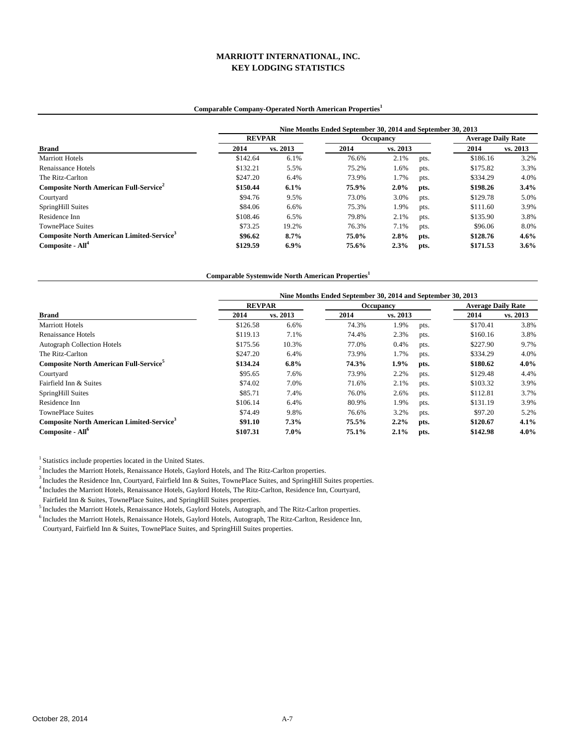# MARRIOTT INTERNATIONAL, INC.
## KEY LODGING STATISTICS

### Comparable Company-Operated North American Properties[1]

| | Nine Months Ended September 30, 2014 and September 30, 2013 | | | | | | |
|---|---|---|---|---|---|---|---|
| | REVPAR | | Occupancy | | | Average Daily Rate | |
| **Brand** | **2014** | **vs. 2013** | **2014** | **vs. 2013** | | **2014** | **vs. 2013** |
| Marriott Hotels | $142.64 | 6.1% | 76.6% | 2.1% | pts. | $186.16 | 3.2% |
| Renaissance Hotels | $132.21 | 5.5% | 75.2% | 1.6% | pts. | $175.82 | 3.3% |
| The Ritz-Carlton | $247.20 | 6.4% | 73.9% | 1.7% | pts. | $334.29 | 4.0% |
| **Composite North American Full-Service[2]** | **$150.44** | **6.1%** | **75.9%** | **2.0%** | **pts.** | **$198.26** | **3.4%** |
| Courtyard | $94.76 | 9.5% | 73.0% | 3.0% | pts. | $129.78 | 5.0% |
| SpringHill Suites | $84.06 | 6.6% | 75.3% | 1.9% | pts. | $111.60 | 3.9% |
| Residence Inn | $108.46 | 6.5% | 79.8% | 2.1% | pts. | $135.90 | 3.8% |
| TownePlace Suites | $73.25 | 19.2% | 76.3% | 7.1% | pts. | $96.06 | 8.0% |
| **Composite North American Limited-Service[3]** | **$96.62** | **8.7%** | **75.0%** | **2.8%** | **pts.** | **$128.76** | **4.6%** |
| **Composite - All[4]** | **$129.59** | **6.9%** | **75.6%** | **2.3%** | **pts.** | **$171.53** | **3.6%** |

### Comparable Systemwide North American Properties[1]

| | Nine Months Ended September 30, 2014 and September 30, 2013 | | | | | | |
|---|---|---|---|---|---|---|---|
| | REVPAR | | Occupancy | | | Average Daily Rate | |
| **Brand** | **2014** | **vs. 2013** | **2014** | **vs. 2013** | | **2014** | **vs. 2013** |
| Marriott Hotels | $126.58 | 6.6% | 74.3% | 1.9% | pts. | $170.41 | 3.8% |
| Renaissance Hotels | $119.13 | 7.1% | 74.4% | 2.3% | pts. | $160.16 | 3.8% |
| Autograph Collection Hotels | $175.56 | 10.3% | 77.0% | 0.4% | pts. | $227.90 | 9.7% |
| The Ritz-Carlton | $247.20 | 6.4% | 73.9% | 1.7% | pts. | $334.29 | 4.0% |
| **Composite North American Full-Service[5]** | **$134.24** | **6.8%** | **74.3%** | **1.9%** | **pts.** | **$180.62** | **4.0%** |
| Courtyard | $95.65 | 7.6% | 73.9% | 2.2% | pts. | $129.48 | 4.4% |
| Fairfield Inn & Suites | $74.02 | 7.0% | 71.6% | 2.1% | pts. | $103.32 | 3.9% |
| SpringHill Suites | $85.71 | 7.4% | 76.0% | 2.6% | pts. | $112.81 | 3.7% |
| Residence Inn | $106.14 | 6.4% | 80.9% | 1.9% | pts. | $131.19 | 3.9% |
| TownePlace Suites | $74.49 | 9.8% | 76.6% | 3.2% | pts. | $97.20 | 5.2% |
| **Composite North American Limited-Service[3]** | **$91.10** | **7.3%** | **75.5%** | **2.2%** | **pts.** | **$120.67** | **4.1%** |
| **Composite - All[6]** | **$107.31** | **7.0%** | **75.1%** | **2.1%** | **pts.** | **$142.98** | **4.0%** |

[1] Statistics include properties located in the United States.

[2] Includes the Marriott Hotels, Renaissance Hotels, Gaylord Hotels, and The Ritz-Carlton properties.

[3] Includes the Residence Inn, Courtyard, Fairfield Inn & Suites, TownePlace Suites, and SpringHill Suites properties.

[4] Includes the Marriott Hotels, Renaissance Hotels, Gaylord Hotels, The Ritz-Carlton, Residence Inn, Courtyard, Fairfield Inn & Suites, TownePlace Suites, and SpringHill Suites properties.

[5] Includes the Marriott Hotels, Renaissance Hotels, Gaylord Hotels, Autograph, and The Ritz-Carlton properties.

[6] Includes the Marriott Hotels, Renaissance Hotels, Gaylord Hotels, Autograph, The Ritz-Carlton, Residence Inn, Courtyard, Fairfield Inn & Suites, TownePlace Suites, and SpringHill Suites properties.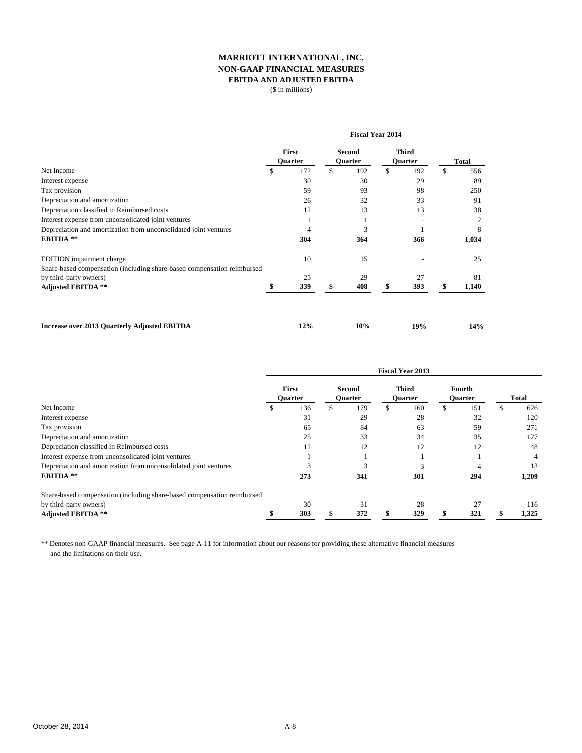# MARRIOTT INTERNATIONAL, INC.
## NON-GAAP FINANCIAL MEASURES
### EBITDA AND ADJUSTED EBITDA

($ in millions)

| | Fiscal Year 2014 | | | |
|---|---|---|---|---|
| | First Quarter | Second Quarter | Third Quarter | Total |
| Net Income | $ 172 | $ 192 | $ 192 | $ 556 |
| Interest expense | 30 | 30 | 29 | 89 |
| Tax provision | 59 | 93 | 98 | 250 |
| Depreciation and amortization | 26 | 32 | 33 | 91 |
| Depreciation classified in Reimbursed costs | 12 | 13 | 13 | 38 |
| Interest expense from unconsolidated joint ventures | 1 | 1 | - | 2 |
| Depreciation and amortization from unconsolidated joint ventures | 4 | 3 | 1 | 8 |
| **EBITDA \*\*** | **304** | **364** | **366** | **1,034** |
| EDITION impairment charge | 10 | 15 | - | 25 |
| Share-based compensation (including share-based compensation reimbursed by third-party owners) | 25 | 29 | 27 | 81 |
| **Adjusted EBITDA \*\*** | **$ 339** | **$ 408** | **$ 393** | **$ 1,140** |
| **Increase over 2013 Quarterly Adjusted EBITDA** | **12%** | **10%** | **19%** | **14%** |

| | Fiscal Year 2013 | | | | |
|---|---|---|---|---|---|
| | First Quarter | Second Quarter | Third Quarter | Fourth Quarter | Total |
| Net Income | $ 136 | $ 179 | $ 160 | $ 151 | $ 626 |
| Interest expense | 31 | 29 | 28 | 32 | 120 |
| Tax provision | 65 | 84 | 63 | 59 | 271 |
| Depreciation and amortization | 25 | 33 | 34 | 35 | 127 |
| Depreciation classified in Reimbursed costs | 12 | 12 | 12 | 12 | 48 |
| Interest expense from unconsolidated joint ventures | 1 | 1 | 1 | 1 | 4 |
| Depreciation and amortization from unconsolidated joint ventures | 3 | 3 | 3 | 4 | 13 |
| **EBITDA \*\*** | **273** | **341** | **301** | **294** | **1,209** |
| Share-based compensation (including share-based compensation reimbursed by third-party owners) | 30 | 31 | 28 | 27 | 116 |
| **Adjusted EBITDA \*\*** | **$ 303** | **$ 372** | **$ 329** | **$ 321** | **$ 1,325** |

** Denotes non-GAAP financial measures. See page A-11 for information about our reasons for providing these alternative financial measures and the limitations on their use.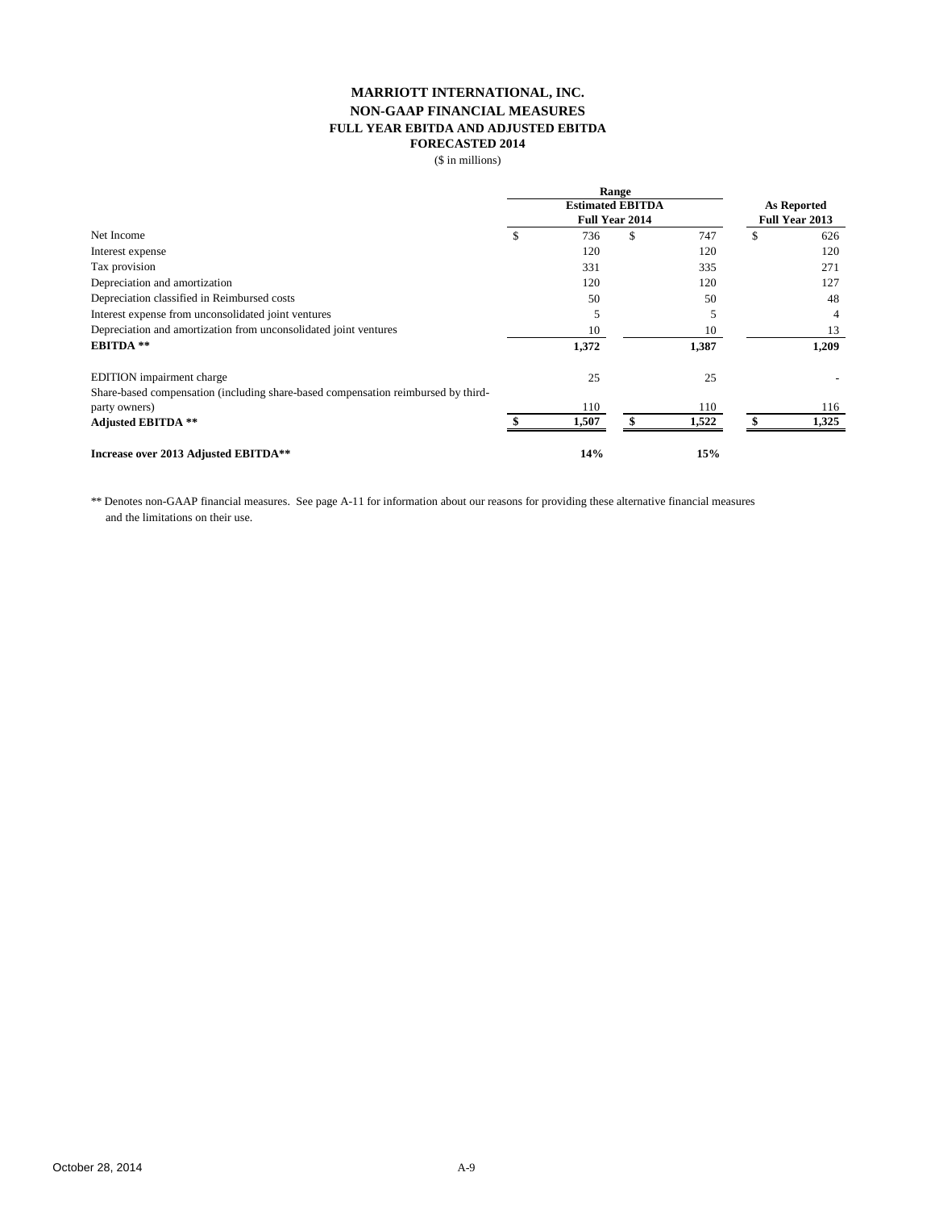# MARRIOTT INTERNATIONAL, INC.
## NON-GAAP FINANCIAL MEASURES
### FULL YEAR EBITDA AND ADJUSTED EBITDA
### FORECASTED 2014

($ in millions)

| | Range | | |
|---|---|---|---|
| | Estimated EBITDA Full Year 2014 | | As Reported Full Year 2013 |
| Net Income | $ 736 | $ 747 | $ 626 |
| Interest expense | 120 | 120 | 120 |
| Tax provision | 331 | 335 | 271 |
| Depreciation and amortization | 120 | 120 | 127 |
| Depreciation classified in Reimbursed costs | 50 | 50 | 48 |
| Interest expense from unconsolidated joint ventures | 5 | 5 | 4 |
| Depreciation and amortization from unconsolidated joint ventures | 10 | 10 | 13 |
| **EBITDA \*\*** | **1,372** | **1,387** | **1,209** |
| EDITION impairment charge | 25 | 25 | - |
| Share-based compensation (including share-based compensation reimbursed by third-party owners) | 110 | 110 | 116 |
| **Adjusted EBITDA \*\*** | **$ 1,507** | **$ 1,522** | **$ 1,325** |
| **Increase over 2013 Adjusted EBITDA\*\*** | **14%** | **15%** | |

** Denotes non-GAAP financial measures. See page A-11 for information about our reasons for providing these alternative financial measures and the limitations on their use.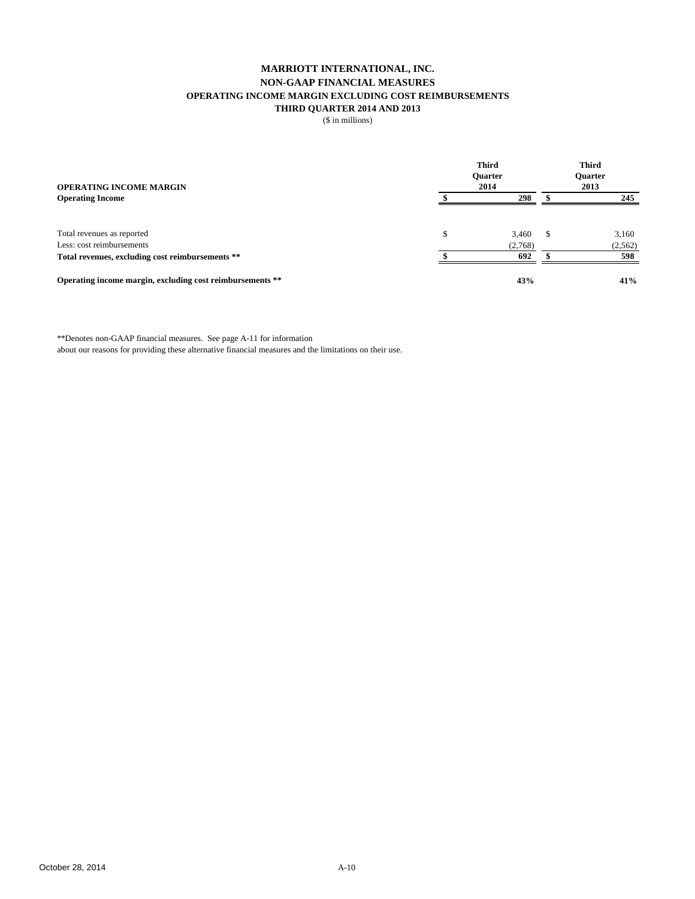# MARRIOTT INTERNATIONAL, INC.
## NON-GAAP FINANCIAL MEASURES
### OPERATING INCOME MARGIN EXCLUDING COST REIMBURSEMENTS
### THIRD QUARTER 2014 AND 2013
($ in millions)

| OPERATING INCOME MARGIN | Third Quarter 2014 | Third Quarter 2013 |
|---|---|---|
| **Operating Income** | **$ 298** | **$ 245** |
| | | |
| Total revenues as reported | $ 3,460 | $ 3,160 |
| Less: cost reimbursements | (2,768) | (2,562) |
| **Total revenues, excluding cost reimbursements** ** | **$ 692** | **$ 598** |
| | | |
| **Operating income margin, excluding cost reimbursements** ** | **43%** | **41%** |

**Denotes non-GAAP financial measures. See page A-11 for information about our reasons for providing these alternative financial measures and the limitations on their use.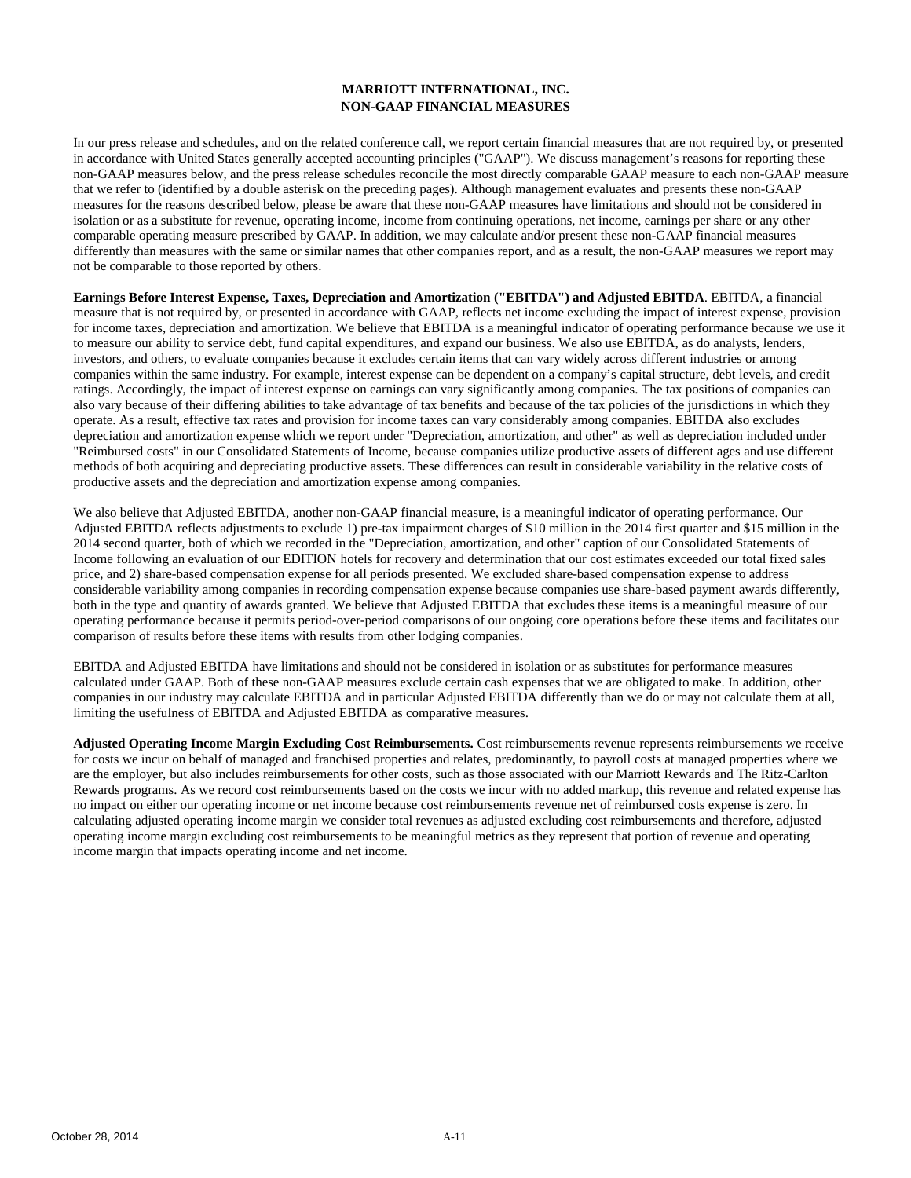# MARRIOTT INTERNATIONAL, INC.
# NON-GAAP FINANCIAL MEASURES

In our press release and schedules, and on the related conference call, we report certain financial measures that are not required by, or presented in accordance with United States generally accepted accounting principles ("GAAP"). We discuss management's reasons for reporting these non-GAAP measures below, and the press release schedules reconcile the most directly comparable GAAP measure to each non-GAAP measure that we refer to (identified by a double asterisk on the preceding pages). Although management evaluates and presents these non-GAAP measures for the reasons described below, please be aware that these non-GAAP measures have limitations and should not be considered in isolation or as a substitute for revenue, operating income, income from continuing operations, net income, earnings per share or any other comparable operating measure prescribed by GAAP. In addition, we may calculate and/or present these non-GAAP financial measures differently than measures with the same or similar names that other companies report, and as a result, the non-GAAP measures we report may not be comparable to those reported by others.

**Earnings Before Interest Expense, Taxes, Depreciation and Amortization ("EBITDA") and Adjusted EBITDA**. EBITDA, a financial measure that is not required by, or presented in accordance with GAAP, reflects net income excluding the impact of interest expense, provision for income taxes, depreciation and amortization. We believe that EBITDA is a meaningful indicator of operating performance because we use it to measure our ability to service debt, fund capital expenditures, and expand our business. We also use EBITDA, as do analysts, lenders, investors, and others, to evaluate companies because it excludes certain items that can vary widely across different industries or among companies within the same industry. For example, interest expense can be dependent on a company's capital structure, debt levels, and credit ratings. Accordingly, the impact of interest expense on earnings can vary significantly among companies. The tax positions of companies can also vary because of their differing abilities to take advantage of tax benefits and because of the tax policies of the jurisdictions in which they operate. As a result, effective tax rates and provision for income taxes can vary considerably among companies. EBITDA also excludes depreciation and amortization expense which we report under "Depreciation, amortization, and other" as well as depreciation included under "Reimbursed costs" in our Consolidated Statements of Income, because companies utilize productive assets of different ages and use different methods of both acquiring and depreciating productive assets. These differences can result in considerable variability in the relative costs of productive assets and the depreciation and amortization expense among companies.

We also believe that Adjusted EBITDA, another non-GAAP financial measure, is a meaningful indicator of operating performance. Our Adjusted EBITDA reflects adjustments to exclude 1) pre-tax impairment charges of $10 million in the 2014 first quarter and $15 million in the 2014 second quarter, both of which we recorded in the "Depreciation, amortization, and other" caption of our Consolidated Statements of Income following an evaluation of our EDITION hotels for recovery and determination that our cost estimates exceeded our total fixed sales price, and 2) share-based compensation expense for all periods presented. We excluded share-based compensation expense to address considerable variability among companies in recording compensation expense because companies use share-based payment awards differently, both in the type and quantity of awards granted. We believe that Adjusted EBITDA that excludes these items is a meaningful measure of our operating performance because it permits period-over-period comparisons of our ongoing core operations before these items and facilitates our comparison of results before these items with results from other lodging companies.

EBITDA and Adjusted EBITDA have limitations and should not be considered in isolation or as substitutes for performance measures calculated under GAAP. Both of these non-GAAP measures exclude certain cash expenses that we are obligated to make. In addition, other companies in our industry may calculate EBITDA and in particular Adjusted EBITDA differently than we do or may not calculate them at all, limiting the usefulness of EBITDA and Adjusted EBITDA as comparative measures.

**Adjusted Operating Income Margin Excluding Cost Reimbursements.** Cost reimbursements revenue represents reimbursements we receive for costs we incur on behalf of managed and franchised properties and relates, predominantly, to payroll costs at managed properties where we are the employer, but also includes reimbursements for other costs, such as those associated with our Marriott Rewards and The Ritz-Carlton Rewards programs. As we record cost reimbursements based on the costs we incur with no added markup, this revenue and related expense has no impact on either our operating income or net income because cost reimbursements revenue net of reimbursed costs expense is zero. In calculating adjusted operating income margin we consider total revenues as adjusted excluding cost reimbursements and therefore, adjusted operating income margin excluding cost reimbursements to be meaningful metrics as they represent that portion of revenue and operating income margin that impacts operating income and net income.